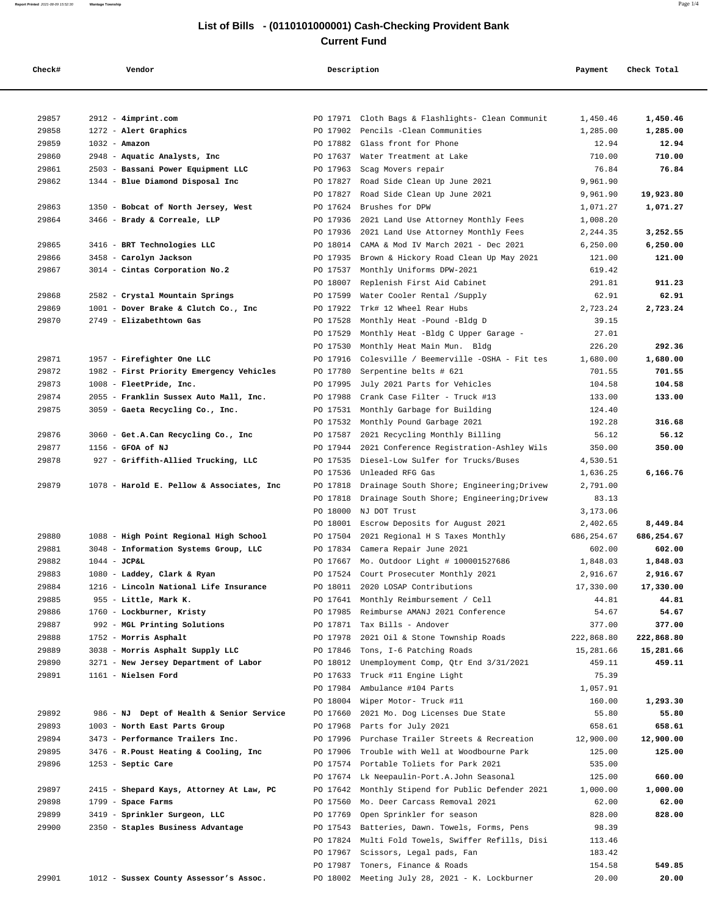# List of Bills - (0110101000001) Cash-Checking Provident Bank

## Current Fund

| Check# | Vendor | Description | Payment | Check Total |
|---|---|---|---|---|
| 29857 | 2912 - **4imprint.com** | PO 17971 Cloth Bags & Flashlights- Clean Communit | 1,450.46 | **1,450.46** |
| 29858 | 1272 - **Alert Graphics** | PO 17902 Pencils -Clean Communities | 1,285.00 | **1,285.00** |
| 29859 | 1032 - **Amazon** | PO 17882 Glass front for Phone | 12.94 | **12.94** |
| 29860 | 2948 - **Aquatic Analysts, Inc** | PO 17637 Water Treatment at Lake | 710.00 | **710.00** |
| 29861 | 2503 - **Bassani Power Equipment LLC** | PO 17963 Scag Movers repair | 76.84 | **76.84** |
| 29862 | 1344 - **Blue Diamond Disposal Inc** | PO 17827 Road Side Clean Up June 2021 | 9,961.90 | |
| | | PO 17827 Road Side Clean Up June 2021 | 9,961.90 | **19,923.80** |
| 29863 | 1350 - **Bobcat of North Jersey, West** | PO 17624 Brushes for DPW | 1,071.27 | **1,071.27** |
| 29864 | 3466 - **Brady & Correale, LLP** | PO 17936 2021 Land Use Attorney Monthly Fees | 1,008.20 | |
| | | PO 17936 2021 Land Use Attorney Monthly Fees | 2,244.35 | **3,252.55** |
| 29865 | 3416 - **BRT Technologies LLC** | PO 18014 CAMA & Mod IV March 2021 - Dec 2021 | 6,250.00 | **6,250.00** |
| 29866 | 3458 - **Carolyn Jackson** | PO 17935 Brown & Hickory Road Clean Up May 2021 | 121.00 | **121.00** |
| 29867 | 3014 - **Cintas Corporation No.2** | PO 17537 Monthly Uniforms DPW-2021 | 619.42 | |
| | | PO 18007 Replenish First Aid Cabinet | 291.81 | **911.23** |
| 29868 | 2582 - **Crystal Mountain Springs** | PO 17599 Water Cooler Rental /Supply | 62.91 | **62.91** |
| 29869 | 1001 - **Dover Brake & Clutch Co., Inc** | PO 17922 Trk# 12 Wheel Rear Hubs | 2,723.24 | **2,723.24** |
| 29870 | 2749 - **Elizabethtown Gas** | PO 17528 Monthly Heat -Pound -Bldg D | 39.15 | |
| | | PO 17529 Monthly Heat -Bldg C Upper Garage - | 27.01 | |
| | | PO 17530 Monthly Heat Main Mun. Bldg | 226.20 | **292.36** |
| 29871 | 1957 - **Firefighter One LLC** | PO 17916 Colesville / Beemerville -OSHA - Fit tes | 1,680.00 | **1,680.00** |
| 29872 | 1982 - **First Priority Emergency Vehicles** | PO 17780 Serpentine belts # 621 | 701.55 | **701.55** |
| 29873 | 1008 - **FleetPride, Inc.** | PO 17995 July 2021 Parts for Vehicles | 104.58 | **104.58** |
| 29874 | 2055 - **Franklin Sussex Auto Mall, Inc.** | PO 17988 Crank Case Filter - Truck #13 | 133.00 | **133.00** |
| 29875 | 3059 - **Gaeta Recycling Co., Inc.** | PO 17531 Monthly Garbage for Building | 124.40 | |
| | | PO 17532 Monthly Pound Garbage 2021 | 192.28 | **316.68** |
| 29876 | 3060 - **Get.A.Can Recycling Co., Inc** | PO 17587 2021 Recycling Monthly Billing | 56.12 | **56.12** |
| 29877 | 1156 - **GFOA of NJ** | PO 17944 2021 Conference Registration-Ashley Wils | 350.00 | **350.00** |
| 29878 | 927 - **Griffith-Allied Trucking, LLC** | PO 17535 Diesel-Low Sulfer for Trucks/Buses | 4,530.51 | |
| | | PO 17536 Unleaded RFG Gas | 1,636.25 | **6,166.76** |
| 29879 | 1078 - **Harold E. Pellow & Associates, Inc** | PO 17818 Drainage South Shore; Engineering;Drivew | 2,791.00 | |
| | | PO 17818 Drainage South Shore; Engineering;Drivew | 83.13 | |
| | | PO 18000 NJ DOT Trust | 3,173.06 | |
| | | PO 18001 Escrow Deposits for August 2021 | 2,402.65 | **8,449.84** |
| 29880 | 1088 - **High Point Regional High School** | PO 17504 2021 Regional H S Taxes Monthly | 686,254.67 | **686,254.67** |
| 29881 | 3048 - **Information Systems Group, LLC** | PO 17834 Camera Repair June 2021 | 602.00 | **602.00** |
| 29882 | 1044 - **JCP&L** | PO 17667 Mo. Outdoor Light # 100001527686 | 1,848.03 | **1,848.03** |
| 29883 | 1080 - **Laddey, Clark & Ryan** | PO 17524 Court Prosecuter Monthly 2021 | 2,916.67 | **2,916.67** |
| 29884 | 1216 - **Lincoln National Life Insurance** | PO 18011 2020 LOSAP Contributions | 17,330.00 | **17,330.00** |
| 29885 | 955 - **Little, Mark K.** | PO 17641 Monthly Reimbursement / Cell | 44.81 | **44.81** |
| 29886 | 1760 - **Lockburner, Kristy** | PO 17985 Reimburse AMANJ 2021 Conference | 54.67 | **54.67** |
| 29887 | 992 - **MGL Printing Solutions** | PO 17871 Tax Bills - Andover | 377.00 | **377.00** |
| 29888 | 1752 - **Morris Asphalt** | PO 17978 2021 Oil & Stone Township Roads | 222,868.80 | **222,868.80** |
| 29889 | 3038 - **Morris Asphalt Supply LLC** | PO 17846 Tons, I-6 Patching Roads | 15,281.66 | **15,281.66** |
| 29890 | 3271 - **New Jersey Department of Labor** | PO 18012 Unemployment Comp, Qtr End 3/31/2021 | 459.11 | **459.11** |
| 29891 | 1161 - **Nielsen Ford** | PO 17633 Truck #11 Engine Light | 75.39 | |
| | | PO 17984 Ambulance #104 Parts | 1,057.91 | |
| | | PO 18004 Wiper Motor- Truck #11 | 160.00 | **1,293.30** |
| 29892 | 986 - **NJ Dept of Health & Senior Service** | PO 17660 2021 Mo. Dog Licenses Due State | 55.80 | **55.80** |
| 29893 | 1003 - **North East Parts Group** | PO 17968 Parts for July 2021 | 658.61 | **658.61** |
| 29894 | 3473 - **Performance Trailers Inc.** | PO 17996 Purchase Trailer Streets & Recreation | 12,900.00 | **12,900.00** |
| 29895 | 3476 - **R.Poust Heating & Cooling, Inc** | PO 17906 Trouble with Well at Woodbourne Park | 125.00 | **125.00** |
| 29896 | 1253 - **Septic Care** | PO 17574 Portable Toliets for Park 2021 | 535.00 | |
| | | PO 17674 Lk Neepaulin-Port.A.John Seasonal | 125.00 | **660.00** |
| 29897 | 2415 - **Shepard Kays, Attorney At Law, PC** | PO 17642 Monthly Stipend for Public Defender 2021 | 1,000.00 | **1,000.00** |
| 29898 | 1799 - **Space Farms** | PO 17560 Mo. Deer Carcass Removal 2021 | 62.00 | **62.00** |
| 29899 | 3419 - **Sprinkler Surgeon, LLC** | PO 17769 Open Sprinkler for season | 828.00 | **828.00** |
| 29900 | 2350 - **Staples Business Advantage** | PO 17543 Batteries, Dawn. Towels, Forms, Pens | 98.39 | |
| | | PO 17824 Multi Fold Towels, Swiffer Refills, Disi | 113.46 | |
| | | PO 17967 Scissors, Legal pads, Fan | 183.42 | |
| | | PO 17987 Toners, Finance & Roads | 154.58 | **549.85** |
| 29901 | 1012 - **Sussex County Assessor's Assoc.** | PO 18002 Meeting July 28, 2021 - K. Lockburner | 20.00 | **20.00** |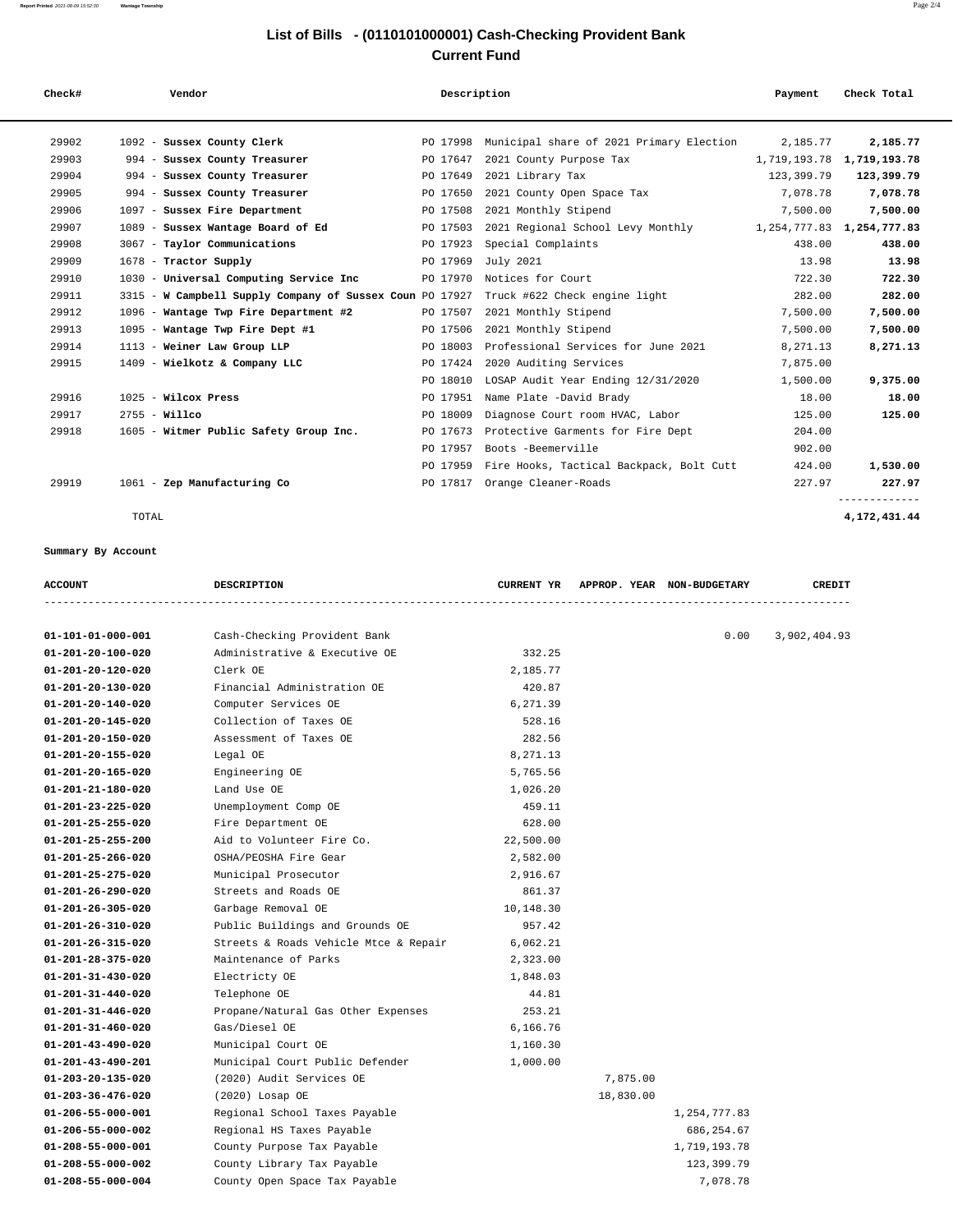# List of Bills - (0110101000001) Cash-Checking Provident Bank
## Current Fund

| Check# | Vendor | Description | | Payment | Check Total |
|---|---|---|---|---|---|
| 29902 | 1092 - **Sussex County Clerk** | PO 17998 | Municipal share of 2021 Primary Election | 2,185.77 | **2,185.77** |
| 29903 | 994 - **Sussex County Treasurer** | PO 17647 | 2021 County Purpose Tax | 1,719,193.78 | **1,719,193.78** |
| 29904 | 994 - **Sussex County Treasurer** | PO 17649 | 2021 Library Tax | 123,399.79 | **123,399.79** |
| 29905 | 994 - **Sussex County Treasurer** | PO 17650 | 2021 County Open Space Tax | 7,078.78 | **7,078.78** |
| 29906 | 1097 - **Sussex Fire Department** | PO 17508 | 2021 Monthly Stipend | 7,500.00 | **7,500.00** |
| 29907 | 1089 - **Sussex Wantage Board of Ed** | PO 17503 | 2021 Regional School Levy Monthly | 1,254,777.83 | **1,254,777.83** |
| 29908 | 3067 - **Taylor Communications** | PO 17923 | Special Complaints | 438.00 | **438.00** |
| 29909 | 1678 - **Tractor Supply** | PO 17969 | July 2021 | 13.98 | **13.98** |
| 29910 | 1030 - **Universal Computing Service Inc** | PO 17970 | Notices for Court | 722.30 | **722.30** |
| 29911 | 3315 - **W Campbell Supply Company of Sussex Coun** | PO 17927 | Truck #622 Check engine light | 282.00 | **282.00** |
| 29912 | 1096 - **Wantage Twp Fire Department #2** | PO 17507 | 2021 Monthly Stipend | 7,500.00 | **7,500.00** |
| 29913 | 1095 - **Wantage Twp Fire Dept #1** | PO 17506 | 2021 Monthly Stipend | 7,500.00 | **7,500.00** |
| 29914 | 1113 - **Weiner Law Group LLP** | PO 18003 | Professional Services for June 2021 | 8,271.13 | **8,271.13** |
| 29915 | 1409 - **Wielkotz & Company LLC** | PO 17424 | 2020 Auditing Services | 7,875.00 | |
| | | PO 18010 | LOSAP Audit Year Ending 12/31/2020 | 1,500.00 | **9,375.00** |
| 29916 | 1025 - **Wilcox Press** | PO 17951 | Name Plate -David Brady | 18.00 | **18.00** |
| 29917 | 2755 - **Willco** | PO 18009 | Diagnose Court room HVAC, Labor | 125.00 | **125.00** |
| 29918 | 1605 - **Witmer Public Safety Group Inc.** | PO 17673 | Protective Garments for Fire Dept | 204.00 | |
| | | PO 17957 | Boots -Beemerville | 902.00 | |
| | | PO 17959 | Fire Hooks, Tactical Backpack, Bolt Cutt | 424.00 | **1,530.00** |
| 29919 | 1061 - **Zep Manufacturing Co** | PO 17817 | Orange Cleaner-Roads | 227.97 | **227.97** |
| | TOTAL | | | | **4,172,431.44** |

**Summary By Account**

| ACCOUNT | DESCRIPTION | CURRENT YR | APPROP. YEAR | NON-BUDGETARY | CREDIT |
|---|---|---|---|---|---|
| **01-101-01-000-001** | Cash-Checking Provident Bank | | | 0.00 | 3,902,404.93 |
| **01-201-20-100-020** | Administrative & Executive OE | 332.25 | | | |
| **01-201-20-120-020** | Clerk OE | 2,185.77 | | | |
| **01-201-20-130-020** | Financial Administration OE | 420.87 | | | |
| **01-201-20-140-020** | Computer Services OE | 6,271.39 | | | |
| **01-201-20-145-020** | Collection of Taxes OE | 528.16 | | | |
| **01-201-20-150-020** | Assessment of Taxes OE | 282.56 | | | |
| **01-201-20-155-020** | Legal OE | 8,271.13 | | | |
| **01-201-20-165-020** | Engineering OE | 5,765.56 | | | |
| **01-201-21-180-020** | Land Use OE | 1,026.20 | | | |
| **01-201-23-225-020** | Unemployment Comp OE | 459.11 | | | |
| **01-201-25-255-020** | Fire Department OE | 628.00 | | | |
| **01-201-25-255-200** | Aid to Volunteer Fire Co. | 22,500.00 | | | |
| **01-201-25-266-020** | OSHA/PEOSHA Fire Gear | 2,582.00 | | | |
| **01-201-25-275-020** | Municipal Prosecutor | 2,916.67 | | | |
| **01-201-26-290-020** | Streets and Roads OE | 861.37 | | | |
| **01-201-26-305-020** | Garbage Removal OE | 10,148.30 | | | |
| **01-201-26-310-020** | Public Buildings and Grounds OE | 957.42 | | | |
| **01-201-26-315-020** | Streets & Roads Vehicle Mtce & Repair | 6,062.21 | | | |
| **01-201-28-375-020** | Maintenance of Parks | 2,323.00 | | | |
| **01-201-31-430-020** | Electricty OE | 1,848.03 | | | |
| **01-201-31-440-020** | Telephone OE | 44.81 | | | |
| **01-201-31-446-020** | Propane/Natural Gas Other Expenses | 253.21 | | | |
| **01-201-31-460-020** | Gas/Diesel OE | 6,166.76 | | | |
| **01-201-43-490-020** | Municipal Court OE | 1,160.30 | | | |
| **01-201-43-490-201** | Municipal Court Public Defender | 1,000.00 | | | |
| **01-203-20-135-020** | (2020) Audit Services OE | | 7,875.00 | | |
| **01-203-36-476-020** | (2020) Losap OE | | 18,830.00 | | |
| **01-206-55-000-001** | Regional School Taxes Payable | | | 1,254,777.83 | |
| **01-206-55-000-002** | Regional HS Taxes Payable | | | 686,254.67 | |
| **01-208-55-000-001** | County Purpose Tax Payable | | | 1,719,193.78 | |
| **01-208-55-000-002** | County Library Tax Payable | | | 123,399.79 | |
| **01-208-55-000-004** | County Open Space Tax Payable | | | 7,078.78 | |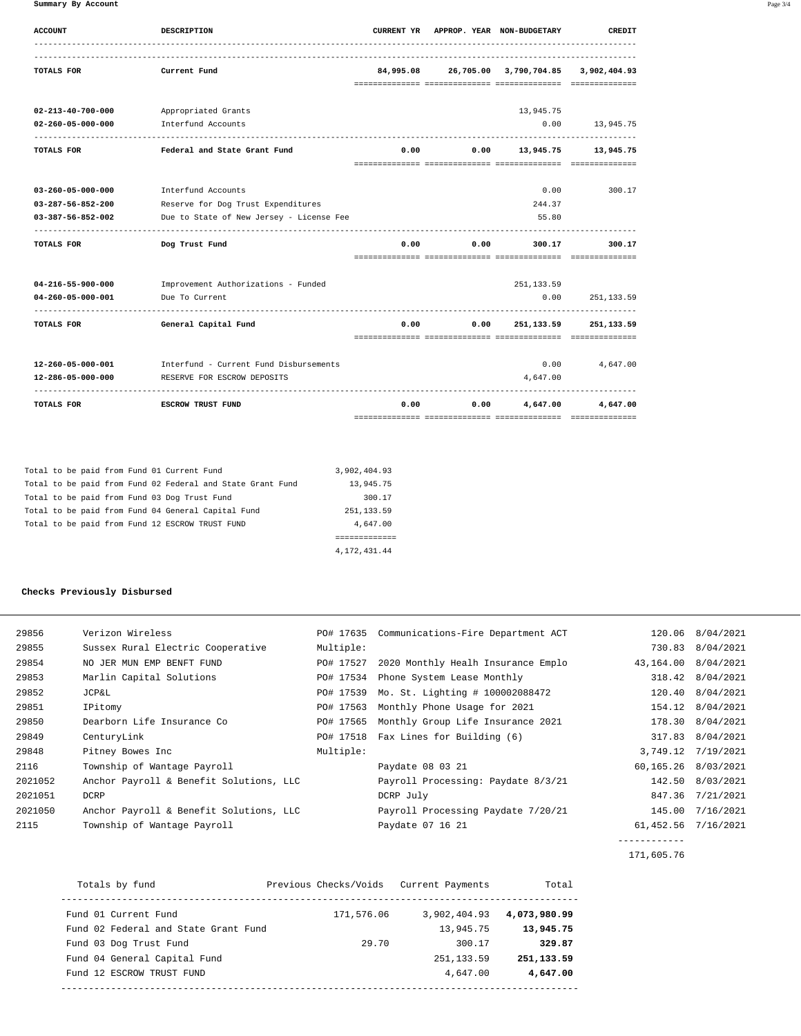**Summary By Account**

| ACCOUNT | DESCRIPTION | CURRENT YR | APPROP. YEAR | NON-BUDGETARY | CREDIT |
|---|---|---|---|---|---|
| **TOTALS FOR** | **Current Fund** | **84,995.08** | **26,705.00** | **3,790,704.85** | **3,902,404.93** |
| **02-213-40-700-000** | Appropriated Grants | | | 13,945.75 | |
| **02-260-05-000-000** | Interfund Accounts | | | 0.00 | 13,945.75 |
| **TOTALS FOR** | **Federal and State Grant Fund** | **0.00** | **0.00** | **13,945.75** | **13,945.75** |
| **03-260-05-000-000** | Interfund Accounts | | | 0.00 | 300.17 |
| **03-287-56-852-200** | Reserve for Dog Trust Expenditures | | | 244.37 | |
| **03-387-56-852-002** | Due to State of New Jersey - License Fee | | | 55.80 | |
| **TOTALS FOR** | **Dog Trust Fund** | **0.00** | **0.00** | **300.17** | **300.17** |
| **04-216-55-900-000** | Improvement Authorizations - Funded | | | 251,133.59 | |
| **04-260-05-000-001** | Due To Current | | | 0.00 | 251,133.59 |
| **TOTALS FOR** | **General Capital Fund** | **0.00** | **0.00** | **251,133.59** | **251,133.59** |
| **12-260-05-000-001** | Interfund - Current Fund Disbursements | | | 0.00 | 4,647.00 |
| **12-286-05-000-000** | RESERVE FOR ESCROW DEPOSITS | | | 4,647.00 | |
| **TOTALS FOR** | **ESCROW TRUST FUND** | **0.00** | **0.00** | **4,647.00** | **4,647.00** |

| | |
|---|---|
| Total to be paid from Fund 01 Current Fund | 3,902,404.93 |
| Total to be paid from Fund 02 Federal and State Grant Fund | 13,945.75 |
| Total to be paid from Fund 03 Dog Trust Fund | 300.17 |
| Total to be paid from Fund 04 General Capital Fund | 251,133.59 |
| Total to be paid from Fund 12 ESCROW TRUST FUND | 4,647.00 |
| | 4,172,431.44 |

**Checks Previously Disbursed**

| Check | Vendor | PO | Description | Amount | Date |
|---|---|---|---|---|---|
| 29856 | Verizon Wireless | PO# 17635 | Communications-Fire Department ACT | 120.06 | 8/04/2021 |
| 29855 | Sussex Rural Electric Cooperative | Multiple: | | 730.83 | 8/04/2021 |
| 29854 | NO JER MUN EMP BENFT FUND | PO# 17527 | 2020 Monthly Healh Insurance Emplo | 43,164.00 | 8/04/2021 |
| 29853 | Marlin Capital Solutions | PO# 17534 | Phone System Lease Monthly | 318.42 | 8/04/2021 |
| 29852 | JCP&L | PO# 17539 | Mo. St. Lighting # 100002088472 | 120.40 | 8/04/2021 |
| 29851 | IPitomy | PO# 17563 | Monthly Phone Usage for 2021 | 154.12 | 8/04/2021 |
| 29850 | Dearborn Life Insurance Co | PO# 17565 | Monthly Group Life Insurance 2021 | 178.30 | 8/04/2021 |
| 29849 | CenturyLink | PO# 17518 | Fax Lines for Building (6) | 317.83 | 8/04/2021 |
| 29848 | Pitney Bowes Inc | Multiple: | | 3,749.12 | 7/19/2021 |
| 2116 | Township of Wantage Payroll | | Paydate 08 03 21 | 60,165.26 | 8/03/2021 |
| 2021052 | Anchor Payroll & Benefit Solutions, LLC | | Payroll Processing: Paydate 8/3/21 | 142.50 | 8/03/2021 |
| 2021051 | DCRP | | DCRP July | 847.36 | 7/21/2021 |
| 2021050 | Anchor Payroll & Benefit Solutions, LLC | | Payroll Processing Paydate 7/20/21 | 145.00 | 7/16/2021 |
| 2115 | Township of Wantage Payroll | | Paydate 07 16 21 | 61,452.56 | 7/16/2021 |
| | | | | 171,605.76 | |

| Totals by fund | Previous Checks/Voids | Current Payments | Total |
|---|---|---|---|
| Fund 01 Current Fund | 171,576.06 | 3,902,404.93 | **4,073,980.99** |
| Fund 02 Federal and State Grant Fund | | 13,945.75 | **13,945.75** |
| Fund 03 Dog Trust Fund | 29.70 | 300.17 | **329.87** |
| Fund 04 General Capital Fund | | 251,133.59 | **251,133.59** |
| Fund 12 ESCROW TRUST FUND | | 4,647.00 | **4,647.00** |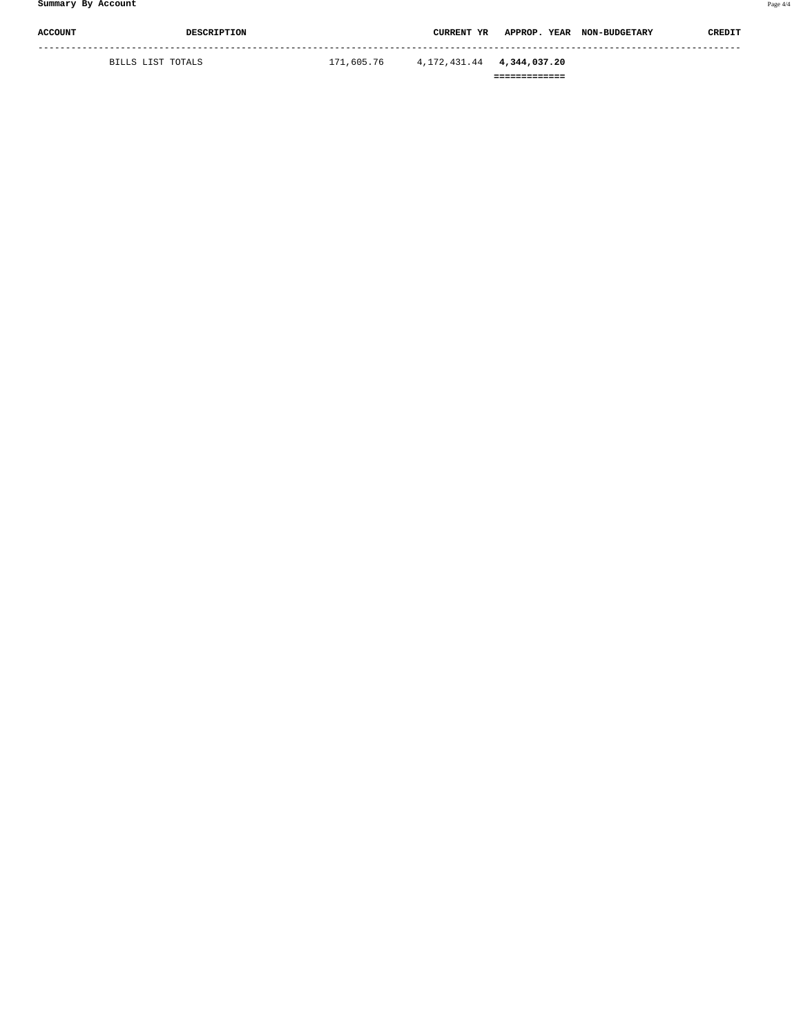**Summary By Account**

| ACCOUNT | DESCRIPTION | | CURRENT YR | APPROP. YEAR | NON-BUDGETARY | CREDIT |
|---|---|---|---|---|---|---|
| | BILLS LIST TOTALS | 171,605.76 | 4,172,431.44 | **4,344,037.20** | | |